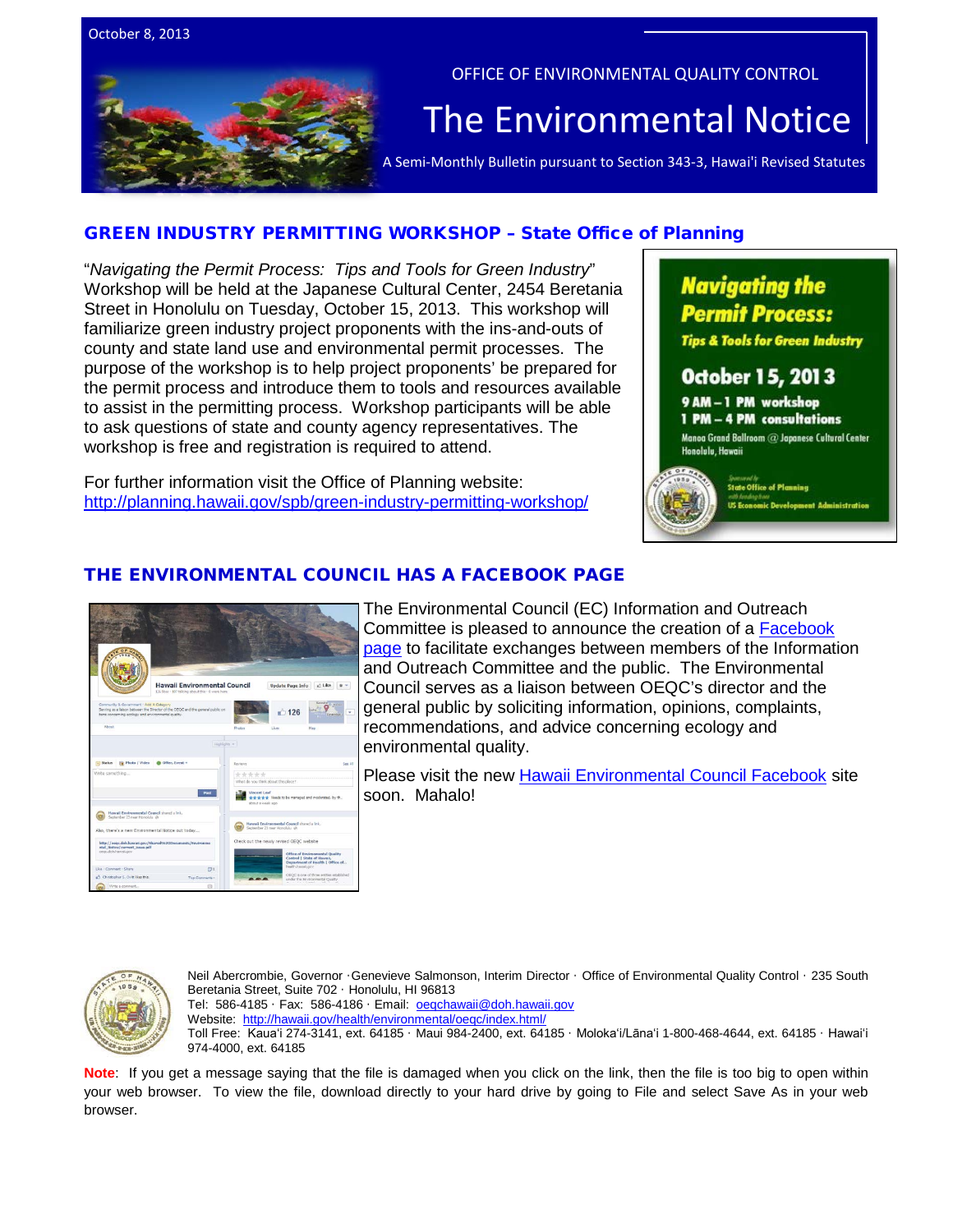October 8, 2013

OFFICE OF ENVIRONMENTAL QUALITY CONTROL

# The Environmental Notice

A Semi-Monthly Bulletin pursuant to Section 343-3, Hawai'i Revised Statutes

## GREEN INDUSTRY PERMITTING WORKSHOP – State Office of Planning

"*Navigating the Permit Process: Tips and Tools for Green Industry*" Workshop will be held at the Japanese Cultural Center, 2454 Beretania Street in Honolulu on Tuesday, October 15, 2013. This workshop will familiarize green industry project proponents with the ins-and-outs of county and state land use and environmental permit processes. The purpose of the workshop is to help project proponents' be prepared for the permit process and introduce them to tools and resources available to assist in the permitting process. Workshop participants will be able to ask questions of state and county agency representatives. The workshop is free and registration is required to attend.

For further information visit the Office of Planning website: http://planning.hawaii.gov/spb/green-industry-permitting-workshop/

**Navigating the Permit Process:**
**Tips & Tools for Green Industry**

**October 15, 2013**

**9 AM – 1 PM workshop**
**1 PM – 4 PM consultations**

Manoa Grand Ballroom @ Japanese Cultural Center
Honolulu, Hawaii

Sponsored by
State Office of Planning
with funding from
US Economic Development Administration

## THE ENVIRONMENTAL COUNCIL HAS A FACEBOOK PAGE

The Environmental Council (EC) Information and Outreach Committee is pleased to announce the creation of a Facebook page to facilitate exchanges between members of the Information and Outreach Committee and the public. The Environmental Council serves as a liaison between OEQC's director and the general public by soliciting information, opinions, complaints, recommendations, and advice concerning ecology and environmental quality.

Please visit the new Hawaii Environmental Council Facebook site soon. Mahalo!

Neil Abercrombie, Governor · Genevieve Salmonson, Interim Director · Office of Environmental Quality Control · 235 South Beretania Street, Suite 702 · Honolulu, HI 96813
Tel: 586-4185 · Fax: 586-4186 · Email: oeqchawaii@doh.hawaii.gov
Website: http://hawaii.gov/health/environmental/oeqc/index.html/
Toll Free: Kaua'i 274-3141, ext. 64185 · Maui 984-2400, ext. 64185 · Moloka'i/Lāna'i 1-800-468-4644, ext. 64185 · Hawai'i 974-4000, ext. 64185

**Note**: If you get a message saying that the file is damaged when you click on the link, then the file is too big to open within your web browser. To view the file, download directly to your hard drive by going to File and select Save As in your web browser.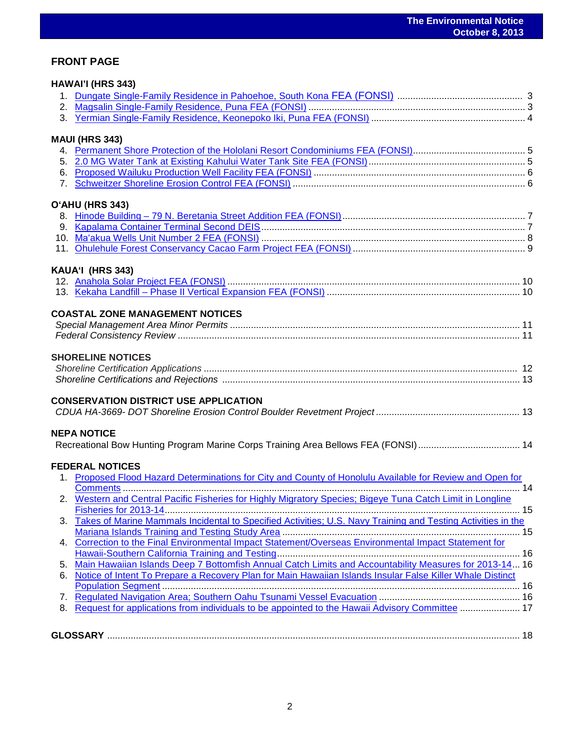## FRONT PAGE

### HAWAI'I (HRS 343)

1. Dungate Single-Family Residence in Pahoehoe, South Kona FEA (FONSI) ........ 3
2. Magsalin Single-Family Residence, Puna FEA (FONSI) ........ 3
3. Yermian Single-Family Residence, Keonepoko Iki, Puna FEA (FONSI) ........ 4

### MAUI (HRS 343)

4. Permanent Shore Protection of the Hololani Resort Condominiums FEA (FONSI) ........ 5
5. 2.0 MG Water Tank at Existing Kahului Water Tank Site FEA (FONSI) ........ 5
6. Proposed Wailuku Production Well Facility FEA (FONSI) ........ 6
7. Schweitzer Shoreline Erosion Control FEA (FONSI) ........ 6

### O'AHU (HRS 343)

8. Hinode Building – 79 N. Beretania Street Addition FEA (FONSI) ........ 7
9. Kapalama Container Terminal Second DEIS ........ 7
10. Ma'akua Wells Unit Number 2 FEA (FONSI) ........ 8
11. Ohulehule Forest Conservancy Cacao Farm Project FEA (FONSI) ........ 9

### KAUA'I (HRS 343)

12. Anahola Solar Project FEA (FONSI) ........ 10
13. Kekaha Landfill – Phase II Vertical Expansion FEA (FONSI) ........ 10

### COASTAL ZONE MANAGEMENT NOTICES

*Special Management Area Minor Permits* ........ 11
*Federal Consistency Review* ........ 11

### SHORELINE NOTICES

*Shoreline Certification Applications* ........ 12
*Shoreline Certifications and Rejections* ........ 13

### CONSERVATION DISTRICT USE APPLICATION

*CDUA HA-3669- DOT Shoreline Erosion Control Boulder Revetment Project* ........ 13

### NEPA NOTICE

Recreational Bow Hunting Program Marine Corps Training Area Bellows FEA (FONSI) ........ 14

### FEDERAL NOTICES

1. Proposed Flood Hazard Determinations for City and County of Honolulu Available for Review and Open for Comments ........ 14
2. Western and Central Pacific Fisheries for Highly Migratory Species; Bigeye Tuna Catch Limit in Longline Fisheries for 2013-14 ........ 15
3. Takes of Marine Mammals Incidental to Specified Activities; U.S. Navy Training and Testing Activities in the Mariana Islands Training and Testing Study Area ........ 15
4. Correction to the Final Environmental Impact Statement/Overseas Environmental Impact Statement for Hawaii-Southern California Training and Testing ........ 16
5. Main Hawaiian Islands Deep 7 Bottomfish Annual Catch Limits and Accountability Measures for 2013-14 ... 16
6. Notice of Intent To Prepare a Recovery Plan for Main Hawaiian Islands Insular False Killer Whale Distinct Population Segment ........ 16
7. Regulated Navigation Area; Southern Oahu Tsunami Vessel Evacuation ........ 16
8. Request for applications from individuals to be appointed to the Hawaii Advisory Committee ........ 17

### GLOSSARY ........ 18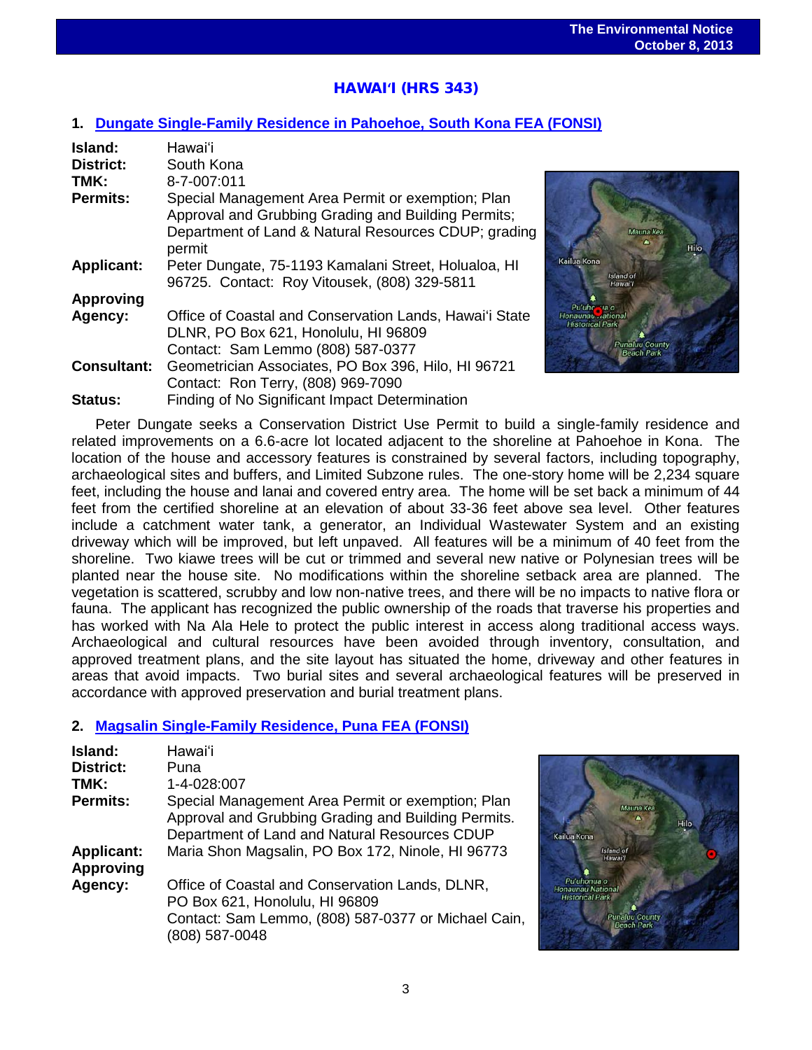## HAWAIʻI (HRS 343)

### 1. Dungate Single-Family Residence in Pahoehoe, South Kona FEA (FONSI)

**Island:** Hawaiʻi
**District:** South Kona
**TMK:** 8-7-007:011
**Permits:** Special Management Area Permit or exemption; Plan Approval and Grubbing Grading and Building Permits; Department of Land & Natural Resources CDUP; grading permit
**Applicant:** Peter Dungate, 75-1193 Kamalani Street, Holualoa, HI 96725. Contact: Roy Vitousek, (808) 329-5811
**Approving Agency:** Office of Coastal and Conservation Lands, Hawaiʻi State DLNR, PO Box 621, Honolulu, HI 96809
Contact: Sam Lemmo (808) 587-0377
**Consultant:** Geometrician Associates, PO Box 396, Hilo, HI 96721
Contact: Ron Terry, (808) 969-7090
**Status:** Finding of No Significant Impact Determination

Peter Dungate seeks a Conservation District Use Permit to build a single-family residence and related improvements on a 6.6-acre lot located adjacent to the shoreline at Pahoehoe in Kona. The location of the house and accessory features is constrained by several factors, including topography, archaeological sites and buffers, and Limited Subzone rules. The one-story home will be 2,234 square feet, including the house and lanai and covered entry area. The home will be set back a minimum of 44 feet from the certified shoreline at an elevation of about 33-36 feet above sea level. Other features include a catchment water tank, a generator, an Individual Wastewater System and an existing driveway which will be improved, but left unpaved. All features will be a minimum of 40 feet from the shoreline. Two kiawe trees will be cut or trimmed and several new native or Polynesian trees will be planted near the house site. No modifications within the shoreline setback area are planned. The vegetation is scattered, scrubby and low non-native trees, and there will be no impacts to native flora or fauna. The applicant has recognized the public ownership of the roads that traverse his properties and has worked with Na Ala Hele to protect the public interest in access along traditional access ways. Archaeological and cultural resources have been avoided through inventory, consultation, and approved treatment plans, and the site layout has situated the home, driveway and other features in areas that avoid impacts. Two burial sites and several archaeological features will be preserved in accordance with approved preservation and burial treatment plans.

### 2. Magsalin Single-Family Residence, Puna FEA (FONSI)

**Island:** Hawaiʻi
**District:** Puna
**TMK:** 1-4-028:007
**Permits:** Special Management Area Permit or exemption; Plan Approval and Grubbing Grading and Building Permits. Department of Land and Natural Resources CDUP
**Applicant:** Maria Shon Magsalin, PO Box 172, Ninole, HI 96773
**Approving Agency:** Office of Coastal and Conservation Lands, DLNR, PO Box 621, Honolulu, HI 96809
Contact: Sam Lemmo, (808) 587-0377 or Michael Cain, (808) 587-0048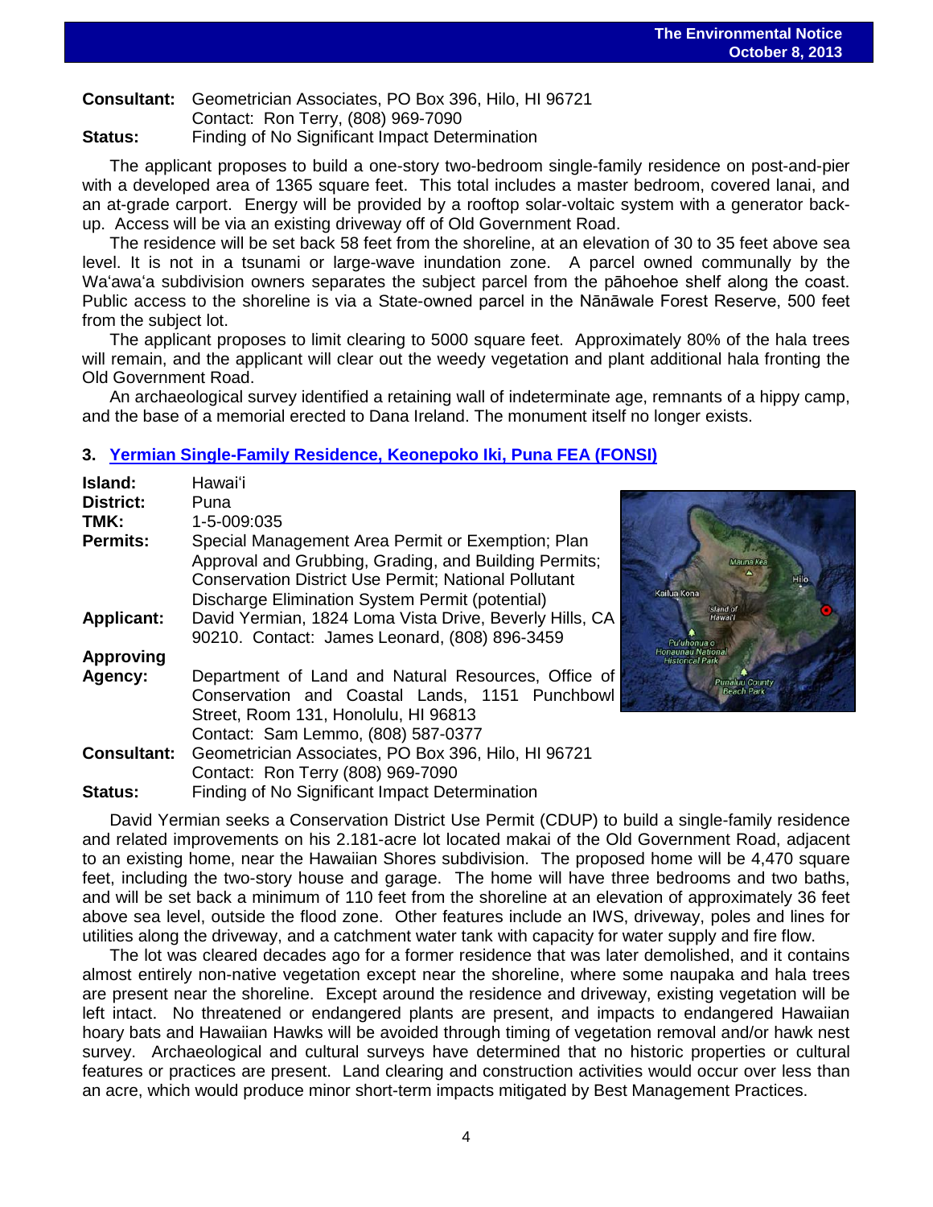**Consultant:** Geometrician Associates, PO Box 396, Hilo, HI 96721
Contact: Ron Terry, (808) 969-7090

**Status:** Finding of No Significant Impact Determination

The applicant proposes to build a one-story two-bedroom single-family residence on post-and-pier with a developed area of 1365 square feet. This total includes a master bedroom, covered lanai, and an at-grade carport. Energy will be provided by a rooftop solar-voltaic system with a generator back-up. Access will be via an existing driveway off of Old Government Road.

The residence will be set back 58 feet from the shoreline, at an elevation of 30 to 35 feet above sea level. It is not in a tsunami or large-wave inundation zone. A parcel owned communally by the Waʻawaʻa subdivision owners separates the subject parcel from the pāhoehoe shelf along the coast. Public access to the shoreline is via a State-owned parcel in the Nānāwale Forest Reserve, 500 feet from the subject lot.

The applicant proposes to limit clearing to 5000 square feet. Approximately 80% of the hala trees will remain, and the applicant will clear out the weedy vegetation and plant additional hala fronting the Old Government Road.

An archaeological survey identified a retaining wall of indeterminate age, remnants of a hippy camp, and the base of a memorial erected to Dana Ireland. The monument itself no longer exists.

### 3. Yermian Single-Family Residence, Keonepoko Iki, Puna FEA (FONSI)

**Island:** Hawaiʻi

**District:** Puna

**TMK:** 1-5-009:035

**Permits:** Special Management Area Permit or Exemption; Plan Approval and Grubbing, Grading, and Building Permits; Conservation District Use Permit; National Pollutant Discharge Elimination System Permit (potential)

**Applicant:** David Yermian, 1824 Loma Vista Drive, Beverly Hills, CA 90210. Contact: James Leonard, (808) 896-3459

**Approving Agency:** Department of Land and Natural Resources, Office of Conservation and Coastal Lands, 1151 Punchbowl Street, Room 131, Honolulu, HI 96813
Contact: Sam Lemmo, (808) 587-0377

**Consultant:** Geometrician Associates, PO Box 396, Hilo, HI 96721
Contact: Ron Terry (808) 969-7090

**Status:** Finding of No Significant Impact Determination

David Yermian seeks a Conservation District Use Permit (CDUP) to build a single-family residence and related improvements on his 2.181-acre lot located makai of the Old Government Road, adjacent to an existing home, near the Hawaiian Shores subdivision. The proposed home will be 4,470 square feet, including the two-story house and garage. The home will have three bedrooms and two baths, and will be set back a minimum of 110 feet from the shoreline at an elevation of approximately 36 feet above sea level, outside the flood zone. Other features include an IWS, driveway, poles and lines for utilities along the driveway, and a catchment water tank with capacity for water supply and fire flow.

The lot was cleared decades ago for a former residence that was later demolished, and it contains almost entirely non-native vegetation except near the shoreline, where some naupaka and hala trees are present near the shoreline. Except around the residence and driveway, existing vegetation will be left intact. No threatened or endangered plants are present, and impacts to endangered Hawaiian hoary bats and Hawaiian Hawks will be avoided through timing of vegetation removal and/or hawk nest survey. Archaeological and cultural surveys have determined that no historic properties or cultural features or practices are present. Land clearing and construction activities would occur over less than an acre, which would produce minor short-term impacts mitigated by Best Management Practices.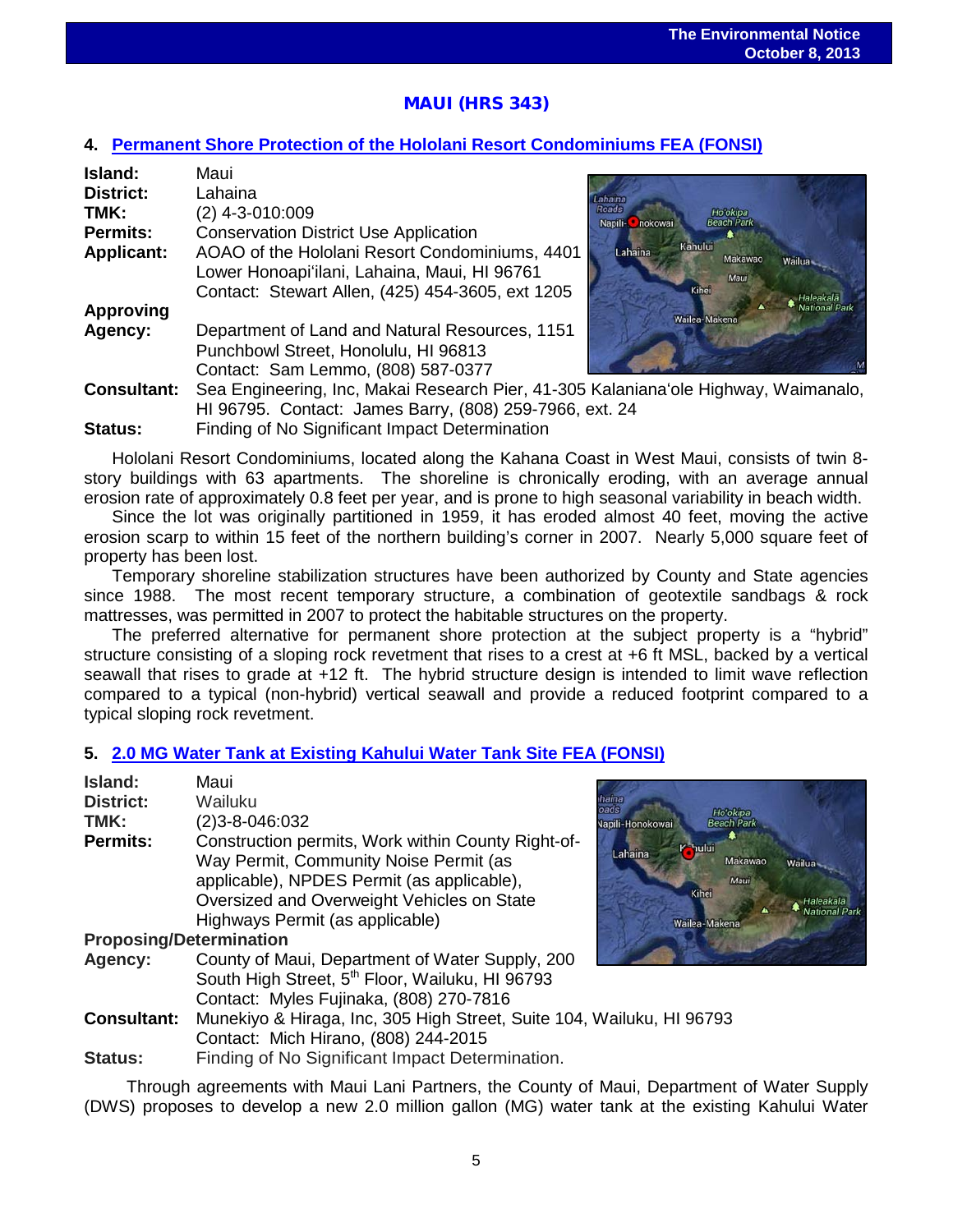## MAUI (HRS 343)

### 4. Permanent Shore Protection of the Hololani Resort Condominiums FEA (FONSI)

**Island:** Maui
**District:** Lahaina
**TMK:** (2) 4-3-010:009
**Permits:** Conservation District Use Application
**Applicant:** AOAO of the Hololani Resort Condominiums, 4401 Lower Honoapiʻilani, Lahaina, Maui, HI 96761
Contact: Stewart Allen, (425) 454-3605, ext 1205
**Approving Agency:** Department of Land and Natural Resources, 1151 Punchbowl Street, Honolulu, HI 96813
Contact: Sam Lemmo, (808) 587-0377
**Consultant:** Sea Engineering, Inc, Makai Research Pier, 41-305 Kalanianaʻole Highway, Waimanalo, HI 96795. Contact: James Barry, (808) 259-7966, ext. 24
**Status:** Finding of No Significant Impact Determination

Hololani Resort Condominiums, located along the Kahana Coast in West Maui, consists of twin 8-story buildings with 63 apartments. The shoreline is chronically eroding, with an average annual erosion rate of approximately 0.8 feet per year, and is prone to high seasonal variability in beach width.

Since the lot was originally partitioned in 1959, it has eroded almost 40 feet, moving the active erosion scarp to within 15 feet of the northern building's corner in 2007. Nearly 5,000 square feet of property has been lost.

Temporary shoreline stabilization structures have been authorized by County and State agencies since 1988. The most recent temporary structure, a combination of geotextile sandbags & rock mattresses, was permitted in 2007 to protect the habitable structures on the property.

The preferred alternative for permanent shore protection at the subject property is a "hybrid" structure consisting of a sloping rock revetment that rises to a crest at +6 ft MSL, backed by a vertical seawall that rises to grade at +12 ft. The hybrid structure design is intended to limit wave reflection compared to a typical (non-hybrid) vertical seawall and provide a reduced footprint compared to a typical sloping rock revetment.

### 5. 2.0 MG Water Tank at Existing Kahului Water Tank Site FEA (FONSI)

**Island:** Maui
**District:** Wailuku
**TMK:** (2)3-8-046:032
**Permits:** Construction permits, Work within County Right-of-Way Permit, Community Noise Permit (as applicable), NPDES Permit (as applicable), Oversized and Overweight Vehicles on State Highways Permit (as applicable)
**Proposing/Determination Agency:** County of Maui, Department of Water Supply, 200 South High Street, 5th Floor, Wailuku, HI 96793
Contact: Myles Fujinaka, (808) 270-7816
**Consultant:** Munekiyo & Hiraga, Inc, 305 High Street, Suite 104, Wailuku, HI 96793
Contact: Mich Hirano, (808) 244-2015
**Status:** Finding of No Significant Impact Determination.

Through agreements with Maui Lani Partners, the County of Maui, Department of Water Supply (DWS) proposes to develop a new 2.0 million gallon (MG) water tank at the existing Kahului Water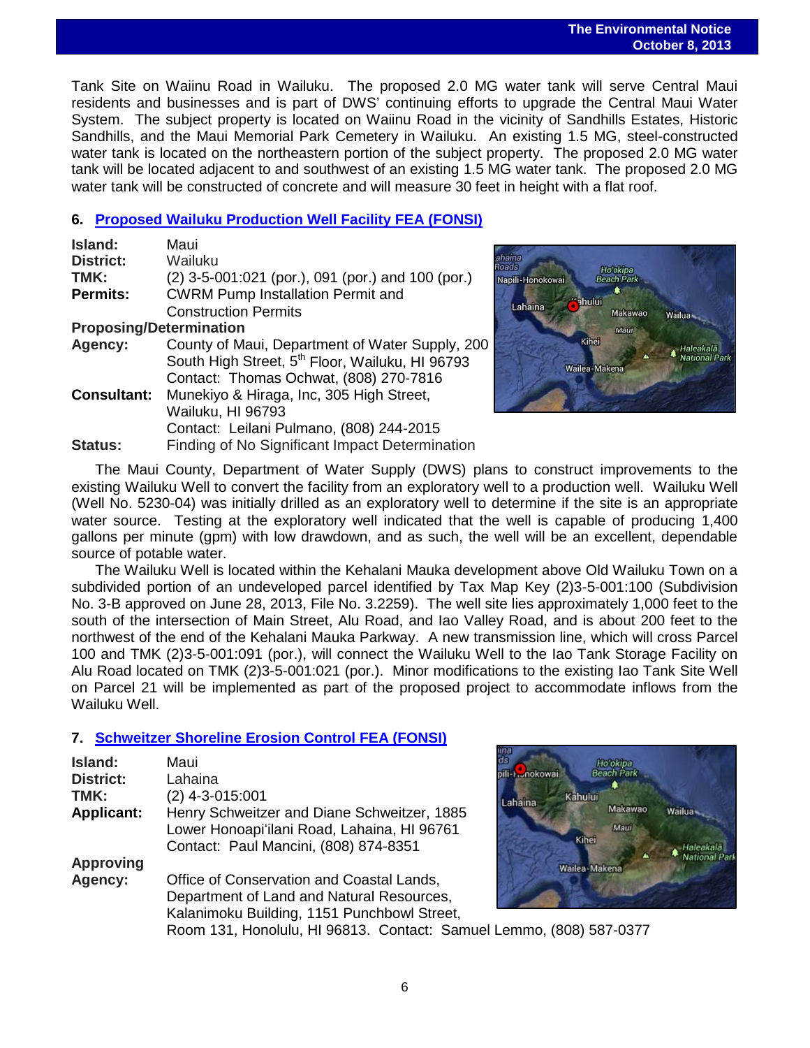Tank Site on Waiinu Road in Wailuku. The proposed 2.0 MG water tank will serve Central Maui residents and businesses and is part of DWS' continuing efforts to upgrade the Central Maui Water System. The subject property is located on Waiinu Road in the vicinity of Sandhills Estates, Historic Sandhills, and the Maui Memorial Park Cemetery in Wailuku. An existing 1.5 MG, steel-constructed water tank is located on the northeastern portion of the subject property. The proposed 2.0 MG water tank will be located adjacent to and southwest of an existing 1.5 MG water tank. The proposed 2.0 MG water tank will be constructed of concrete and will measure 30 feet in height with a flat roof.

## 6. Proposed Wailuku Production Well Facility FEA (FONSI)

**Island:** Maui
**District:** Wailuku
**TMK:** (2) 3-5-001:021 (por.), 091 (por.) and 100 (por.)
**Permits:** CWRM Pump Installation Permit and Construction Permits
**Proposing/Determination Agency:** County of Maui, Department of Water Supply, 200 South High Street, 5th Floor, Wailuku, HI 96793
Contact: Thomas Ochwat, (808) 270-7816
**Consultant:** Munekiyo & Hiraga, Inc, 305 High Street, Wailuku, HI 96793
Contact: Leilani Pulmano, (808) 244-2015
**Status:** Finding of No Significant Impact Determination

The Maui County, Department of Water Supply (DWS) plans to construct improvements to the existing Wailuku Well to convert the facility from an exploratory well to a production well. Wailuku Well (Well No. 5230-04) was initially drilled as an exploratory well to determine if the site is an appropriate water source. Testing at the exploratory well indicated that the well is capable of producing 1,400 gallons per minute (gpm) with low drawdown, and as such, the well will be an excellent, dependable source of potable water.

The Wailuku Well is located within the Kehalani Mauka development above Old Wailuku Town on a subdivided portion of an undeveloped parcel identified by Tax Map Key (2)3-5-001:100 (Subdivision No. 3-B approved on June 28, 2013, File No. 3.2259). The well site lies approximately 1,000 feet to the south of the intersection of Main Street, Alu Road, and Iao Valley Road, and is about 200 feet to the northwest of the end of the Kehalani Mauka Parkway. A new transmission line, which will cross Parcel 100 and TMK (2)3-5-001:091 (por.), will connect the Wailuku Well to the Iao Tank Storage Facility on Alu Road located on TMK (2)3-5-001:021 (por.). Minor modifications to the existing Iao Tank Site Well on Parcel 21 will be implemented as part of the proposed project to accommodate inflows from the Wailuku Well.

## 7. Schweitzer Shoreline Erosion Control FEA (FONSI)

**Island:** Maui
**District:** Lahaina
**TMK:** (2) 4-3-015:001
**Applicant:** Henry Schweitzer and Diane Schweitzer, 1885 Lower Honoapiʻilani Road, Lahaina, HI 96761
Contact: Paul Mancini, (808) 874-8351
**Approving Agency:** Office of Conservation and Coastal Lands, Department of Land and Natural Resources, Kalanimoku Building, 1151 Punchbowl Street, Room 131, Honolulu, HI 96813. Contact: Samuel Lemmo, (808) 587-0377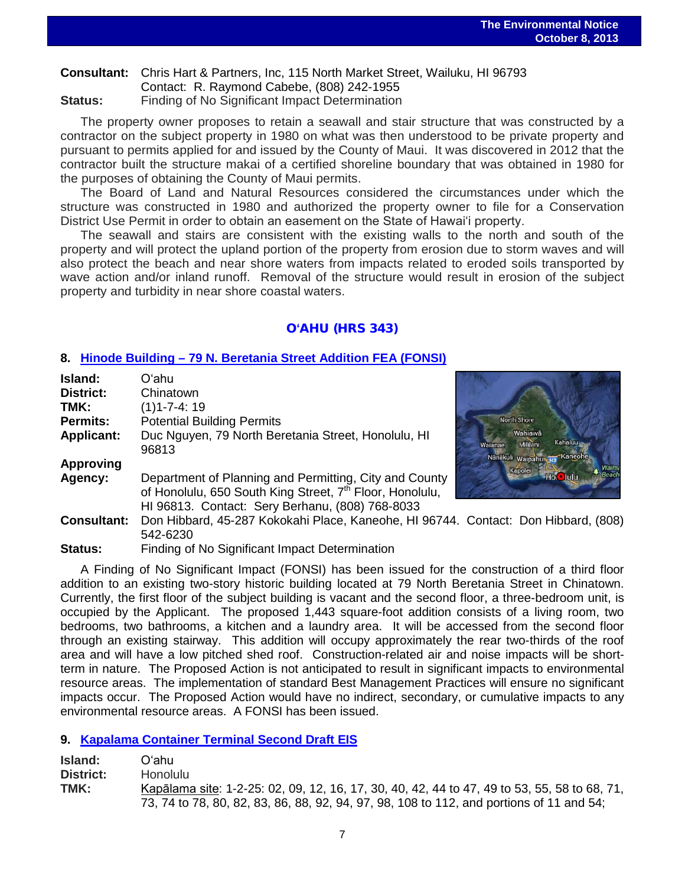**Consultant:** Chris Hart & Partners, Inc, 115 North Market Street, Wailuku, HI 96793
Contact: R. Raymond Cabebe, (808) 242-1955

**Status:** Finding of No Significant Impact Determination

The property owner proposes to retain a seawall and stair structure that was constructed by a contractor on the subject property in 1980 on what was then understood to be private property and pursuant to permits applied for and issued by the County of Maui. It was discovered in 2012 that the contractor built the structure makai of a certified shoreline boundary that was obtained in 1980 for the purposes of obtaining the County of Maui permits.

The Board of Land and Natural Resources considered the circumstances under which the structure was constructed in 1980 and authorized the property owner to file for a Conservation District Use Permit in order to obtain an easement on the State of Hawaiʻi property.

The seawall and stairs are consistent with the existing walls to the north and south of the property and will protect the upland portion of the property from erosion due to storm waves and will also protect the beach and near shore waters from impacts related to eroded soils transported by wave action and/or inland runoff. Removal of the structure would result in erosion of the subject property and turbidity in near shore coastal waters.

## OʻAHU (HRS 343)

### 8. Hinode Building – 79 N. Beretania Street Addition FEA (FONSI)

**Island:** Oʻahu

**District:** Chinatown

**TMK:** (1)1-7-4: 19

**Permits:** Potential Building Permits

**Applicant:** Duc Nguyen, 79 North Beretania Street, Honolulu, HI 96813

**Approving Agency:** Department of Planning and Permitting, City and County of Honolulu, 650 South King Street, 7th Floor, Honolulu, HI 96813. Contact: Sery Berhanu, (808) 768-8033

**Consultant:** Don Hibbard, 45-287 Kokokahi Place, Kaneohe, HI 96744. Contact: Don Hibbard, (808) 542-6230

**Status:** Finding of No Significant Impact Determination

A Finding of No Significant Impact (FONSI) has been issued for the construction of a third floor addition to an existing two-story historic building located at 79 North Beretania Street in Chinatown. Currently, the first floor of the subject building is vacant and the second floor, a three-bedroom unit, is occupied by the Applicant. The proposed 1,443 square-foot addition consists of a living room, two bedrooms, two bathrooms, a kitchen and a laundry area. It will be accessed from the second floor through an existing stairway. This addition will occupy approximately the rear two-thirds of the roof area and will have a low pitched shed roof. Construction-related air and noise impacts will be short-term in nature. The Proposed Action is not anticipated to result in significant impacts to environmental resource areas. The implementation of standard Best Management Practices will ensure no significant impacts occur. The Proposed Action would have no indirect, secondary, or cumulative impacts to any environmental resource areas. A FONSI has been issued.

### 9. Kapalama Container Terminal Second Draft EIS

**Island:** Oʻahu

**District:** Honolulu

**TMK:** Kapālama site: 1-2-25: 02, 09, 12, 16, 17, 30, 40, 42, 44 to 47, 49 to 53, 55, 58 to 68, 71, 73, 74 to 78, 80, 82, 83, 86, 88, 92, 94, 97, 98, 108 to 112, and portions of 11 and 54;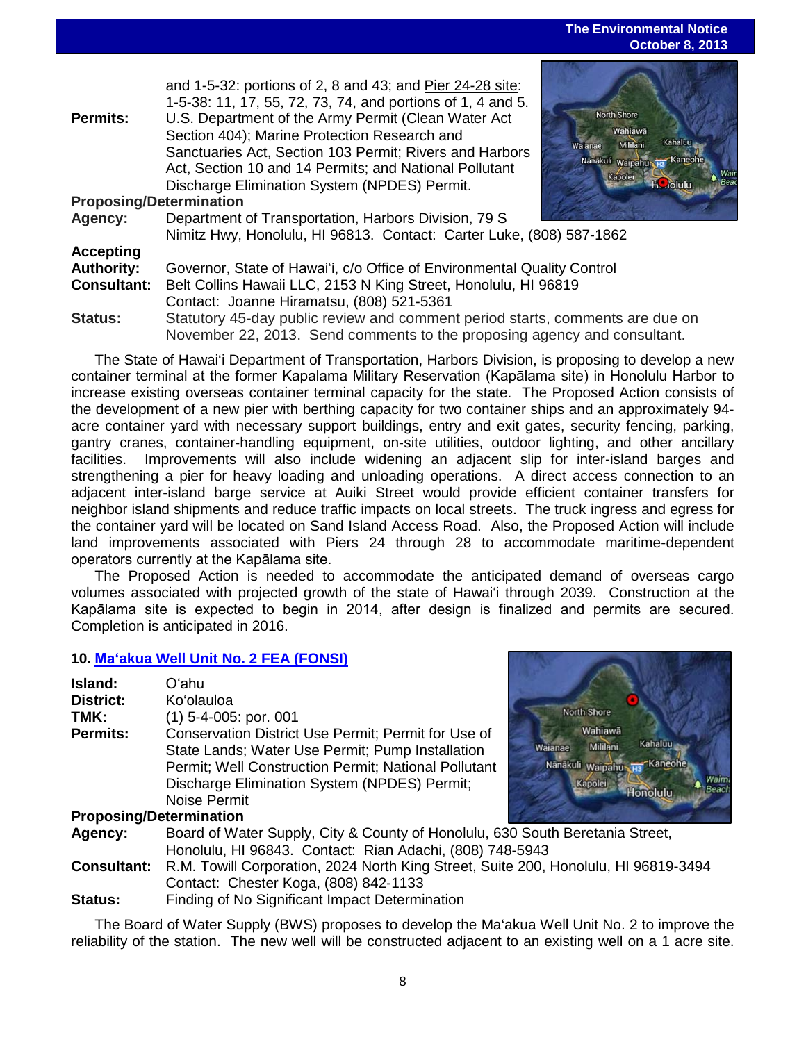and 1-5-32: portions of 2, 8 and 43; and Pier 24-28 site: 1-5-38: 11, 17, 55, 72, 73, 74, and portions of 1, 4 and 5.

**Permits:** U.S. Department of the Army Permit (Clean Water Act Section 404); Marine Protection Research and Sanctuaries Act, Section 103 Permit; Rivers and Harbors Act, Section 10 and 14 Permits; and National Pollutant Discharge Elimination System (NPDES) Permit.

**Proposing/Determination Agency:** Department of Transportation, Harbors Division, 79 S Nimitz Hwy, Honolulu, HI 96813. Contact: Carter Luke, (808) 587-1862

**Accepting Authority:** Governor, State of Hawai'i, c/o Office of Environmental Quality Control

**Consultant:** Belt Collins Hawaii LLC, 2153 N King Street, Honolulu, HI 96819 Contact: Joanne Hiramatsu, (808) 521-5361

**Status:** Statutory 45-day public review and comment period starts, comments are due on November 22, 2013. Send comments to the proposing agency and consultant.

The State of Hawai'i Department of Transportation, Harbors Division, is proposing to develop a new container terminal at the former Kapalama Military Reservation (Kapālama site) in Honolulu Harbor to increase existing overseas container terminal capacity for the state. The Proposed Action consists of the development of a new pier with berthing capacity for two container ships and an approximately 94-acre container yard with necessary support buildings, entry and exit gates, security fencing, parking, gantry cranes, container-handling equipment, on-site utilities, outdoor lighting, and other ancillary facilities. Improvements will also include widening an adjacent slip for inter-island barges and strengthening a pier for heavy loading and unloading operations. A direct access connection to an adjacent inter-island barge service at Auiki Street would provide efficient container transfers for neighbor island shipments and reduce traffic impacts on local streets. The truck ingress and egress for the container yard will be located on Sand Island Access Road. Also, the Proposed Action will include land improvements associated with Piers 24 through 28 to accommodate maritime-dependent operators currently at the Kapālama site.

The Proposed Action is needed to accommodate the anticipated demand of overseas cargo volumes associated with projected growth of the state of Hawai'i through 2039. Construction at the Kapālama site is expected to begin in 2014, after design is finalized and permits are secured. Completion is anticipated in 2016.

### 10. Ma'akua Well Unit No. 2 FEA (FONSI)

**Island:** O'ahu

**District:** Ko'olauloa

**TMK:** (1) 5-4-005: por. 001

**Permits:** Conservation District Use Permit; Permit for Use of State Lands; Water Use Permit; Pump Installation Permit; Well Construction Permit; National Pollutant Discharge Elimination System (NPDES) Permit; Noise Permit

**Proposing/Determination Agency:** Board of Water Supply, City & County of Honolulu, 630 South Beretania Street, Honolulu, HI 96843. Contact: Rian Adachi, (808) 748-5943

**Consultant:** R.M. Towill Corporation, 2024 North King Street, Suite 200, Honolulu, HI 96819-3494 Contact: Chester Koga, (808) 842-1133

**Status:** Finding of No Significant Impact Determination

The Board of Water Supply (BWS) proposes to develop the Ma'akua Well Unit No. 2 to improve the reliability of the station. The new well will be constructed adjacent to an existing well on a 1 acre site.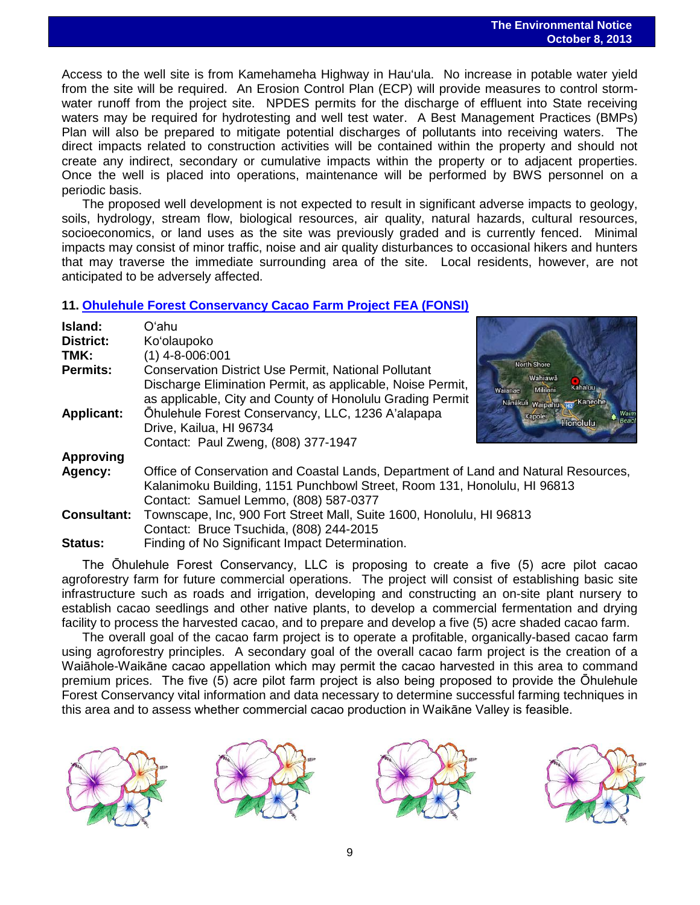Access to the well site is from Kamehameha Highway in Hau'ula. No increase in potable water yield from the site will be required. An Erosion Control Plan (ECP) will provide measures to control storm-water runoff from the project site. NPDES permits for the discharge of effluent into State receiving waters may be required for hydrotesting and well test water. A Best Management Practices (BMPs) Plan will also be prepared to mitigate potential discharges of pollutants into receiving waters. The direct impacts related to construction activities will be contained within the property and should not create any indirect, secondary or cumulative impacts within the property or to adjacent properties. Once the well is placed into operations, maintenance will be performed by BWS personnel on a periodic basis.

The proposed well development is not expected to result in significant adverse impacts to geology, soils, hydrology, stream flow, biological resources, air quality, natural hazards, cultural resources, socioeconomics, or land uses as the site was previously graded and is currently fenced. Minimal impacts may consist of minor traffic, noise and air quality disturbances to occasional hikers and hunters that may traverse the immediate surrounding area of the site. Local residents, however, are not anticipated to be adversely affected.

### 11. Ohulehule Forest Conservancy Cacao Farm Project FEA (FONSI)

**Island:** O'ahu
**District:** Ko'olaupoko
**TMK:** (1) 4-8-006:001
**Permits:** Conservation District Use Permit, National Pollutant Discharge Elimination Permit, as applicable, Noise Permit, as applicable, City and County of Honolulu Grading Permit
**Applicant:** Ōhulehule Forest Conservancy, LLC, 1236 A'alapapa Drive, Kailua, HI 96734
Contact: Paul Zweng, (808) 377-1947
**Approving Agency:** Office of Conservation and Coastal Lands, Department of Land and Natural Resources, Kalanimoku Building, 1151 Punchbowl Street, Room 131, Honolulu, HI 96813
Contact: Samuel Lemmo, (808) 587-0377
**Consultant:** Townscape, Inc, 900 Fort Street Mall, Suite 1600, Honolulu, HI 96813
Contact: Bruce Tsuchida, (808) 244-2015
**Status:** Finding of No Significant Impact Determination.

The Ōhulehule Forest Conservancy, LLC is proposing to create a five (5) acre pilot cacao agroforestry farm for future commercial operations. The project will consist of establishing basic site infrastructure such as roads and irrigation, developing and constructing an on-site plant nursery to establish cacao seedlings and other native plants, to develop a commercial fermentation and drying facility to process the harvested cacao, and to prepare and develop a five (5) acre shaded cacao farm.

The overall goal of the cacao farm project is to operate a profitable, organically-based cacao farm using agroforestry principles. A secondary goal of the overall cacao farm project is the creation of a Waiāhole-Waikāne cacao appellation which may permit the cacao harvested in this area to command premium prices. The five (5) acre pilot farm project is also being proposed to provide the Ōhulehule Forest Conservancy vital information and data necessary to determine successful farming techniques in this area and to assess whether commercial cacao production in Waikāne Valley is feasible.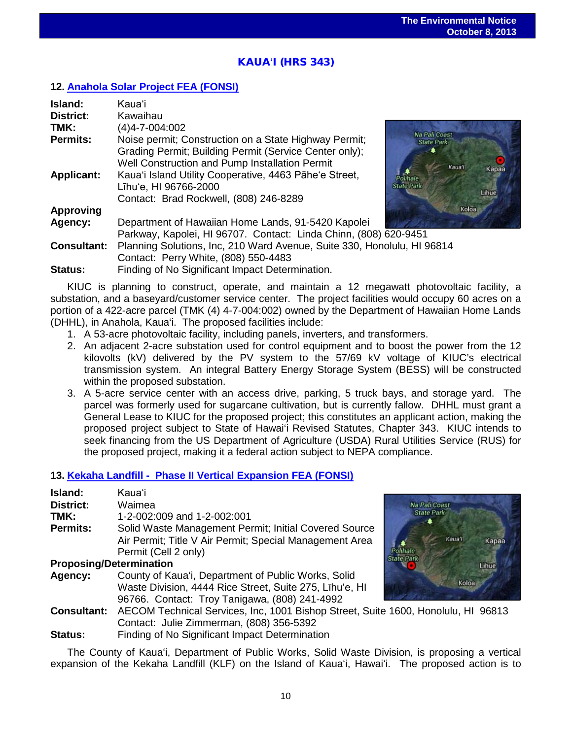## KAUAʻI (HRS 343)

### 12. Anahola Solar Project FEA (FONSI)

**Island:** Kauaʻi
**District:** Kawaihau
**TMK:** (4)4-7-004:002
**Permits:** Noise permit; Construction on a State Highway Permit; Grading Permit; Building Permit (Service Center only); Well Construction and Pump Installation Permit
**Applicant:** Kauaʻi Island Utility Cooperative, 4463 Pāheʻe Street, Līhuʻe, HI 96766-2000
Contact: Brad Rockwell, (808) 246-8289
**Approving Agency:** Department of Hawaiian Home Lands, 91-5420 Kapolei Parkway, Kapolei, HI 96707. Contact: Linda Chinn, (808) 620-9451
**Consultant:** Planning Solutions, Inc, 210 Ward Avenue, Suite 330, Honolulu, HI 96814
Contact: Perry White, (808) 550-4483
**Status:** Finding of No Significant Impact Determination.

KIUC is planning to construct, operate, and maintain a 12 megawatt photovoltaic facility, a substation, and a baseyard/customer service center. The project facilities would occupy 60 acres on a portion of a 422-acre parcel (TMK (4) 4-7-004:002) owned by the Department of Hawaiian Home Lands (DHHL), in Anahola, Kauaʻi. The proposed facilities include:

1. A 53-acre photovoltaic facility, including panels, inverters, and transformers.
2. An adjacent 2-acre substation used for control equipment and to boost the power from the 12 kilovolts (kV) delivered by the PV system to the 57/69 kV voltage of KIUC's electrical transmission system. An integral Battery Energy Storage System (BESS) will be constructed within the proposed substation.
3. A 5-acre service center with an access drive, parking, 5 truck bays, and storage yard. The parcel was formerly used for sugarcane cultivation, but is currently fallow. DHHL must grant a General Lease to KIUC for the proposed project; this constitutes an applicant action, making the proposed project subject to State of Hawaiʻi Revised Statutes, Chapter 343. KIUC intends to seek financing from the US Department of Agriculture (USDA) Rural Utilities Service (RUS) for the proposed project, making it a federal action subject to NEPA compliance.

### 13. Kekaha Landfill - Phase II Vertical Expansion FEA (FONSI)

**Island:** Kauaʻi
**District:** Waimea
**TMK:** 1-2-002:009 and 1-2-002:001
**Permits:** Solid Waste Management Permit; Initial Covered Source Air Permit; Title V Air Permit; Special Management Area Permit (Cell 2 only)
**Proposing/Determination Agency:** County of Kauaʻi, Department of Public Works, Solid Waste Division, 4444 Rice Street, Suite 275, Līhuʻe, HI 96766. Contact: Troy Tanigawa, (808) 241-4992
**Consultant:** AECOM Technical Services, Inc, 1001 Bishop Street, Suite 1600, Honolulu, HI 96813
Contact: Julie Zimmerman, (808) 356-5392
**Status:** Finding of No Significant Impact Determination

The County of Kauaʻi, Department of Public Works, Solid Waste Division, is proposing a vertical expansion of the Kekaha Landfill (KLF) on the Island of Kauaʻi, Hawaiʻi. The proposed action is to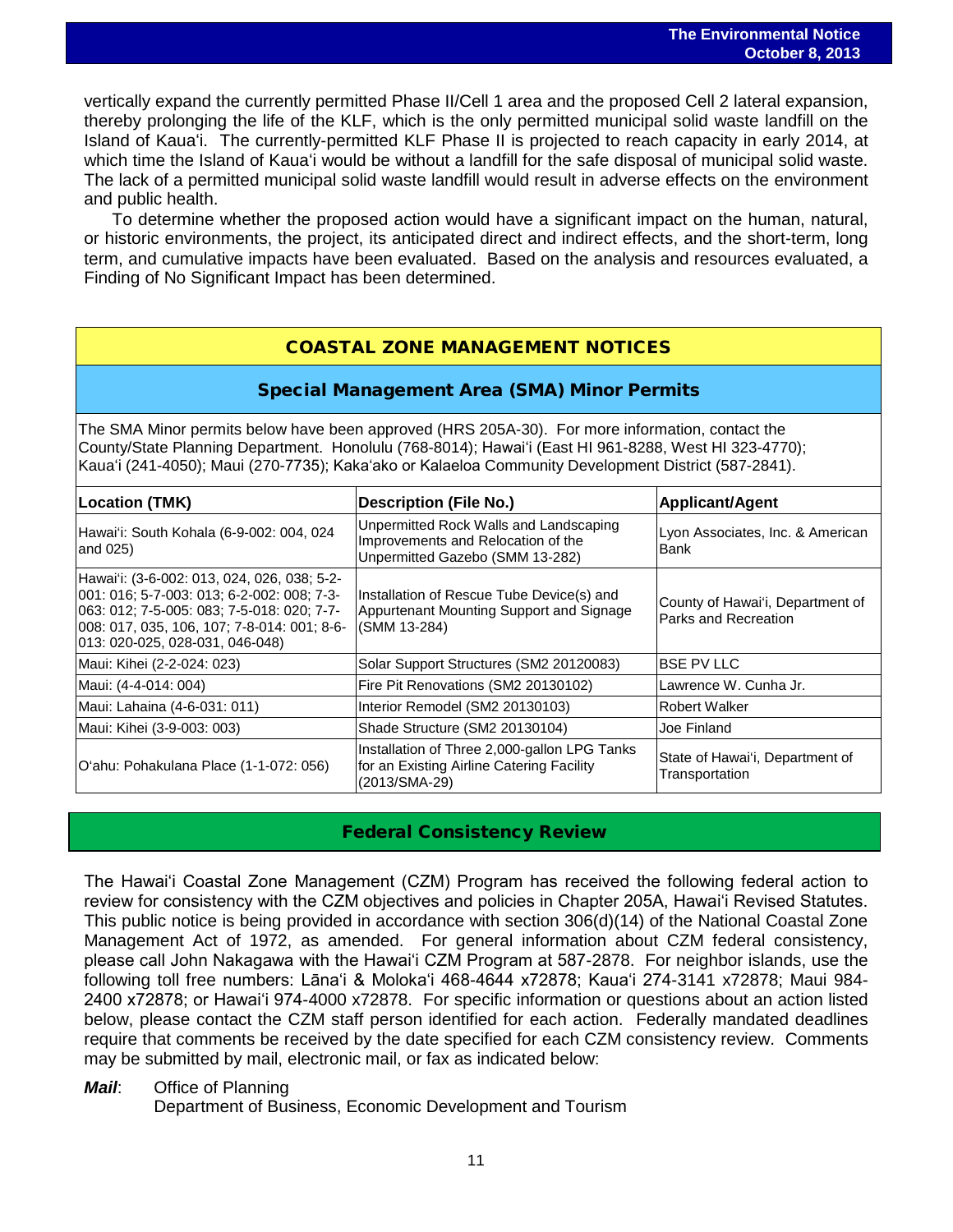vertically expand the currently permitted Phase II/Cell 1 area and the proposed Cell 2 lateral expansion, thereby prolonging the life of the KLF, which is the only permitted municipal solid waste landfill on the Island of Kauaʻi. The currently-permitted KLF Phase II is projected to reach capacity in early 2014, at which time the Island of Kauaʻi would be without a landfill for the safe disposal of municipal solid waste. The lack of a permitted municipal solid waste landfill would result in adverse effects on the environment and public health.

To determine whether the proposed action would have a significant impact on the human, natural, or historic environments, the project, its anticipated direct and indirect effects, and the short-term, long term, and cumulative impacts have been evaluated. Based on the analysis and resources evaluated, a Finding of No Significant Impact has been determined.

## COASTAL ZONE MANAGEMENT NOTICES

### Special Management Area (SMA) Minor Permits

The SMA Minor permits below have been approved (HRS 205A-30). For more information, contact the County/State Planning Department. Honolulu (768-8014); Hawaiʻi (East HI 961-8288, West HI 323-4770); Kauaʻi (241-4050); Maui (270-7735); Kakaʻako or Kalaeloa Community Development District (587-2841).

| Location (TMK) | Description (File No.) | Applicant/Agent |
|---|---|---|
| Hawaiʻi: South Kohala (6-9-002: 004, 024 and 025) | Unpermitted Rock Walls and Landscaping Improvements and Relocation of the Unpermitted Gazebo (SMM 13-282) | Lyon Associates, Inc. & American Bank |
| Hawaiʻi: (3-6-002: 013, 024, 026, 038; 5-2-001: 016; 5-7-003: 013; 6-2-002: 008; 7-3-063: 012; 7-5-005: 083; 7-5-018: 020; 7-7-008: 017, 035, 106, 107; 7-8-014: 001; 8-6-013: 020-025, 028-031, 046-048) | Installation of Rescue Tube Device(s) and Appurtenant Mounting Support and Signage (SMM 13-284) | County of Hawaiʻi, Department of Parks and Recreation |
| Maui: Kihei (2-2-024: 023) | Solar Support Structures (SM2 20120083) | BSE PV LLC |
| Maui: (4-4-014: 004) | Fire Pit Renovations (SM2 20130102) | Lawrence W. Cunha Jr. |
| Maui: Lahaina (4-6-031: 011) | Interior Remodel (SM2 20130103) | Robert Walker |
| Maui: Kihei (3-9-003: 003) | Shade Structure (SM2 20130104) | Joe Finland |
| Oʻahu: Pohakulana Place (1-1-072: 056) | Installation of Three 2,000-gallon LPG Tanks for an Existing Airline Catering Facility (2013/SMA-29) | State of Hawaiʻi, Department of Transportation |

### Federal Consistency Review

The Hawaiʻi Coastal Zone Management (CZM) Program has received the following federal action to review for consistency with the CZM objectives and policies in Chapter 205A, Hawaiʻi Revised Statutes. This public notice is being provided in accordance with section 306(d)(14) of the National Coastal Zone Management Act of 1972, as amended. For general information about CZM federal consistency, please call John Nakagawa with the Hawaiʻi CZM Program at 587-2878. For neighbor islands, use the following toll free numbers: Lānaʻi & Molokaʻi 468-4644 x72878; Kauaʻi 274-3141 x72878; Maui 984-2400 x72878; or Hawaiʻi 974-4000 x72878. For specific information or questions about an action listed below, please contact the CZM staff person identified for each action. Federally mandated deadlines require that comments be received by the date specified for each CZM consistency review. Comments may be submitted by mail, electronic mail, or fax as indicated below:

***Mail***: Office of Planning
Department of Business, Economic Development and Tourism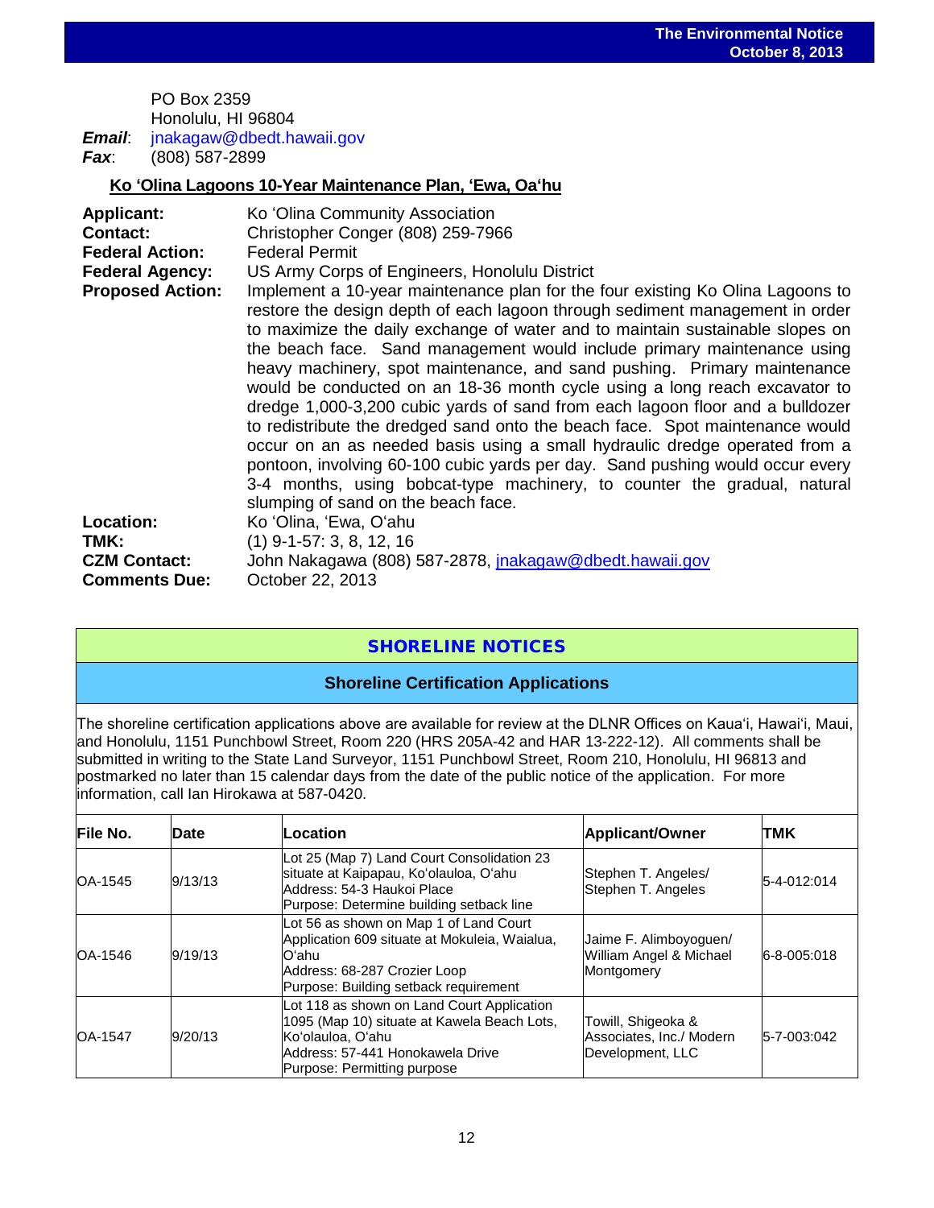PO Box 2359
Honolulu, HI 96804
***Email***: jnakagaw@dbedt.hawaii.gov
***Fax***: (808) 587-2899

### Ko ʻOlina Lagoons 10-Year Maintenance Plan, ʻEwa, Oaʻhu

**Applicant:** Ko ʻOlina Community Association
**Contact:** Christopher Conger (808) 259-7966
**Federal Action:** Federal Permit
**Federal Agency:** US Army Corps of Engineers, Honolulu District
**Proposed Action:** Implement a 10-year maintenance plan for the four existing Ko Olina Lagoons to restore the design depth of each lagoon through sediment management in order to maximize the daily exchange of water and to maintain sustainable slopes on the beach face. Sand management would include primary maintenance using heavy machinery, spot maintenance, and sand pushing. Primary maintenance would be conducted on an 18-36 month cycle using a long reach excavator to dredge 1,000-3,200 cubic yards of sand from each lagoon floor and a bulldozer to redistribute the dredged sand onto the beach face. Spot maintenance would occur on an as needed basis using a small hydraulic dredge operated from a pontoon, involving 60-100 cubic yards per day. Sand pushing would occur every 3-4 months, using bobcat-type machinery, to counter the gradual, natural slumping of sand on the beach face.
**Location:** Ko ʻOlina, ʻEwa, Oʻahu
**TMK:** (1) 9-1-57: 3, 8, 12, 16
**CZM Contact:** John Nakagawa (808) 587-2878, jnakagaw@dbedt.hawaii.gov
**Comments Due:** October 22, 2013

## SHORELINE NOTICES

### Shoreline Certification Applications

The shoreline certification applications above are available for review at the DLNR Offices on Kauaʻi, Hawaiʻi, Maui, and Honolulu, 1151 Punchbowl Street, Room 220 (HRS 205A-42 and HAR 13-222-12). All comments shall be submitted in writing to the State Land Surveyor, 1151 Punchbowl Street, Room 210, Honolulu, HI 96813 and postmarked no later than 15 calendar days from the date of the public notice of the application. For more information, call Ian Hirokawa at 587-0420.

| File No. | Date | Location | Applicant/Owner | TMK |
|---|---|---|---|---|
| OA-1545 | 9/13/13 | Lot 25 (Map 7) Land Court Consolidation 23 situate at Kaipapau, Koʻolauloa, Oʻahu<br>Address: 54-3 Haukoi Place<br>Purpose: Determine building setback line | Stephen T. Angeles/ Stephen T. Angeles | 5-4-012:014 |
| OA-1546 | 9/19/13 | Lot 56 as shown on Map 1 of Land Court Application 609 situate at Mokuleia, Waialua, Oʻahu<br>Address: 68-287 Crozier Loop<br>Purpose: Building setback requirement | Jaime F. Alimboyoguen/ William Angel & Michael Montgomery | 6-8-005:018 |
| OA-1547 | 9/20/13 | Lot 118 as shown on Land Court Application 1095 (Map 10) situate at Kawela Beach Lots, Koʻolauloa, Oʻahu<br>Address: 57-441 Honokawela Drive<br>Purpose: Permitting purpose | Towill, Shigeoka & Associates, Inc./ Modern Development, LLC | 5-7-003:042 |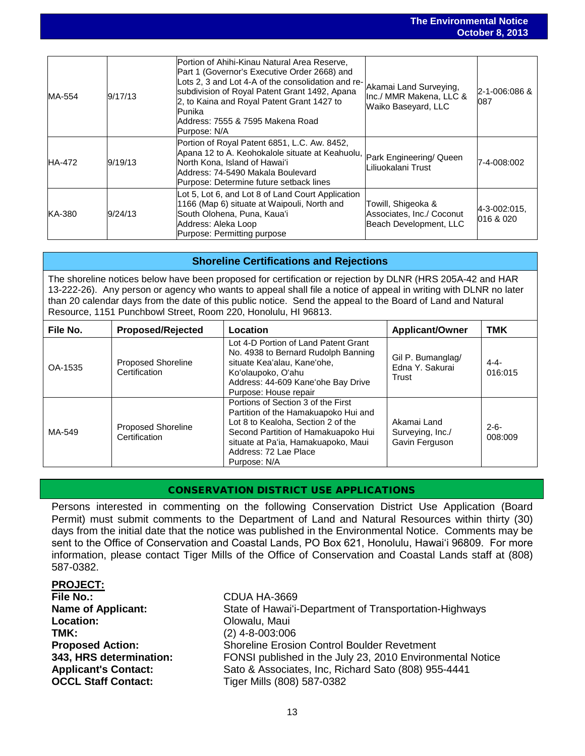| MA-554 | 9/17/13 | Portion of Ahihi-Kinau Natural Area Reserve, Part 1 (Governor's Executive Order 2668) and Lots 2, 3 and Lot 4-A of the consolidation and re-subdivision of Royal Patent Grant 1492, Apana 2, to Kaina and Royal Patent Grant 1427 to Punika<br>Address: 7555 & 7595 Makena Road<br>Purpose: N/A | Akamai Land Surveying, Inc./ MMR Makena, LLC & Waiko Baseyard, LLC | 2-1-006:086 & 087 |
|---|---|---|---|---|
| HA-472 | 9/19/13 | Portion of Royal Patent 6851, L.C. Aw. 8452, Apana 12 to A. Keohokalole situate at Keahuolu, North Kona, Island of Hawai'i<br>Address: 74-5490 Makala Boulevard<br>Purpose: Determine future setback lines | Park Engineering/ Queen Liliuokalani Trust | 7-4-008:002 |
| KA-380 | 9/24/13 | Lot 5, Lot 6, and Lot 8 of Land Court Application 1166 (Map 6) situate at Waipouli, North and South Olohena, Puna, Kaua'i<br>Address: Aleka Loop<br>Purpose: Permitting purpose | Towill, Shigeoka & Associates, Inc./ Coconut Beach Development, LLC | 4-3-002:015, 016 & 020 |

## Shoreline Certifications and Rejections

The shoreline notices below have been proposed for certification or rejection by DLNR (HRS 205A-42 and HAR 13-222-26). Any person or agency who wants to appeal shall file a notice of appeal in writing with DLNR no later than 20 calendar days from the date of this public notice. Send the appeal to the Board of Land and Natural Resource, 1151 Punchbowl Street, Room 220, Honolulu, HI 96813.

| File No. | Proposed/Rejected | Location | Applicant/Owner | TMK |
|---|---|---|---|---|
| OA-1535 | Proposed Shoreline Certification | Lot 4-D Portion of Land Patent Grant No. 4938 to Bernard Rudolph Banning situate Kea'alau, Kane'ohe, Ko'olaupoko, O'ahu<br>Address: 44-609 Kane'ohe Bay Drive<br>Purpose: House repair | Gil P. Bumanglag/ Edna Y. Sakurai Trust | 4-4-016:015 |
| MA-549 | Proposed Shoreline Certification | Portions of Section 3 of the First Partition of the Hamakuapoko Hui and Lot 8 to Kealoha, Section 2 of the Second Partition of Hamakuapoko Hui situate at Pa'ia, Hamakuapoko, Maui<br>Address: 72 Lae Place<br>Purpose: N/A | Akamai Land Surveying, Inc./ Gavin Ferguson | 2-6-008:009 |

## CONSERVATION DISTRICT USE APPLICATIONS

Persons interested in commenting on the following Conservation District Use Application (Board Permit) must submit comments to the Department of Land and Natural Resources within thirty (30) days from the initial date that the notice was published in the Environmental Notice. Comments may be sent to the Office of Conservation and Coastal Lands, PO Box 621, Honolulu, Hawai'i 96809. For more information, please contact Tiger Mills of the Office of Conservation and Coastal Lands staff at (808) 587-0382.

**PROJECT:**

**File No.:** CDUA HA-3669
**Name of Applicant:** State of Hawai'i-Department of Transportation-Highways
**Location:** Olowalu, Maui
**TMK:** (2) 4-8-003:006
**Proposed Action:** Shoreline Erosion Control Boulder Revetment
**343, HRS determination:** FONSI published in the July 23, 2010 Environmental Notice
**Applicant's Contact:** Sato & Associates, Inc, Richard Sato (808) 955-4441
**OCCL Staff Contact:** Tiger Mills (808) 587-0382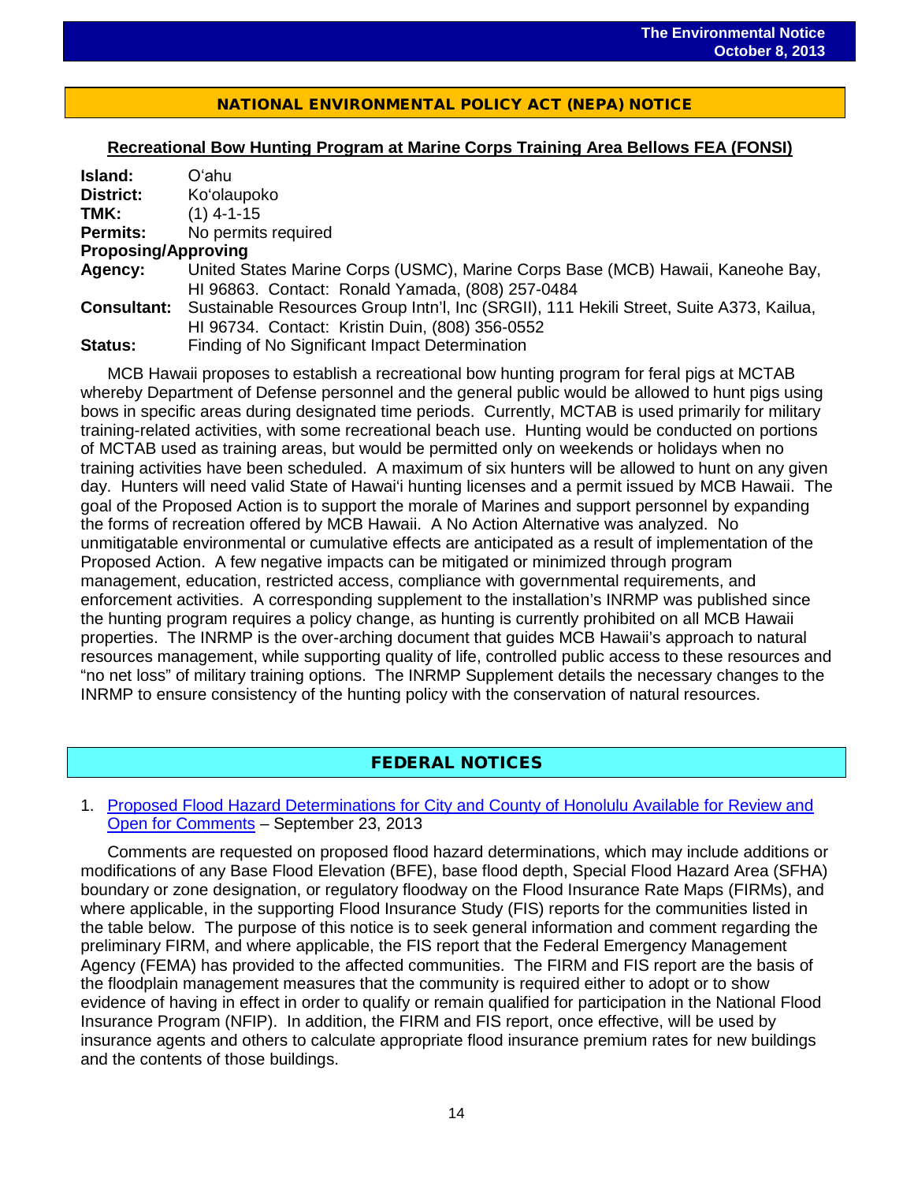## NATIONAL ENVIRONMENTAL POLICY ACT (NEPA) NOTICE

### Recreational Bow Hunting Program at Marine Corps Training Area Bellows FEA (FONSI)

**Island:** O'ahu
**District:** Ko'olaupoko
**TMK:** (1) 4-1-15
**Permits:** No permits required
**Proposing/Approving**
**Agency:** United States Marine Corps (USMC), Marine Corps Base (MCB) Hawaii, Kaneohe Bay, HI 96863. Contact: Ronald Yamada, (808) 257-0484
**Consultant:** Sustainable Resources Group Intn'l, Inc (SRGII), 111 Hekili Street, Suite A373, Kailua, HI 96734. Contact: Kristin Duin, (808) 356-0552
**Status:** Finding of No Significant Impact Determination

MCB Hawaii proposes to establish a recreational bow hunting program for feral pigs at MCTAB whereby Department of Defense personnel and the general public would be allowed to hunt pigs using bows in specific areas during designated time periods. Currently, MCTAB is used primarily for military training-related activities, with some recreational beach use. Hunting would be conducted on portions of MCTAB used as training areas, but would be permitted only on weekends or holidays when no training activities have been scheduled. A maximum of six hunters will be allowed to hunt on any given day. Hunters will need valid State of Hawai'i hunting licenses and a permit issued by MCB Hawaii. The goal of the Proposed Action is to support the morale of Marines and support personnel by expanding the forms of recreation offered by MCB Hawaii. A No Action Alternative was analyzed. No unmitigatable environmental or cumulative effects are anticipated as a result of implementation of the Proposed Action. A few negative impacts can be mitigated or minimized through program management, education, restricted access, compliance with governmental requirements, and enforcement activities. A corresponding supplement to the installation's INRMP was published since the hunting program requires a policy change, as hunting is currently prohibited on all MCB Hawaii properties. The INRMP is the over-arching document that guides MCB Hawaii's approach to natural resources management, while supporting quality of life, controlled public access to these resources and "no net loss" of military training options. The INRMP Supplement details the necessary changes to the INRMP to ensure consistency of the hunting policy with the conservation of natural resources.

## FEDERAL NOTICES

1. Proposed Flood Hazard Determinations for City and County of Honolulu Available for Review and Open for Comments – September 23, 2013

Comments are requested on proposed flood hazard determinations, which may include additions or modifications of any Base Flood Elevation (BFE), base flood depth, Special Flood Hazard Area (SFHA) boundary or zone designation, or regulatory floodway on the Flood Insurance Rate Maps (FIRMs), and where applicable, in the supporting Flood Insurance Study (FIS) reports for the communities listed in the table below. The purpose of this notice is to seek general information and comment regarding the preliminary FIRM, and where applicable, the FIS report that the Federal Emergency Management Agency (FEMA) has provided to the affected communities. The FIRM and FIS report are the basis of the floodplain management measures that the community is required either to adopt or to show evidence of having in effect in order to qualify or remain qualified for participation in the National Flood Insurance Program (NFIP). In addition, the FIRM and FIS report, once effective, will be used by insurance agents and others to calculate appropriate flood insurance premium rates for new buildings and the contents of those buildings.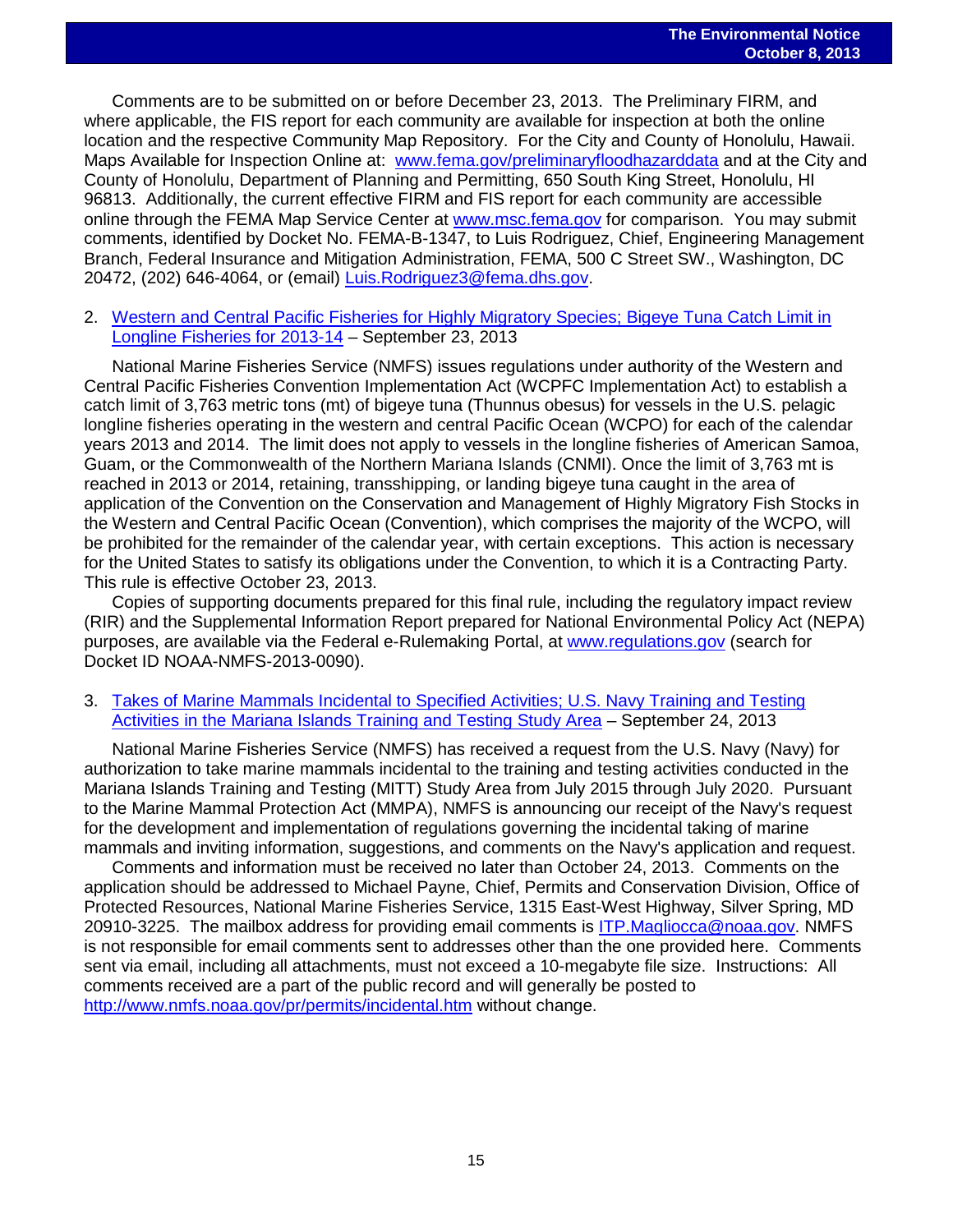Comments are to be submitted on or before December 23, 2013. The Preliminary FIRM, and where applicable, the FIS report for each community are available for inspection at both the online location and the respective Community Map Repository. For the City and County of Honolulu, Hawaii. Maps Available for Inspection Online at: [www.fema.gov/preliminaryfloodhazarddata](www.fema.gov/preliminaryfloodhazarddata) and at the City and County of Honolulu, Department of Planning and Permitting, 650 South King Street, Honolulu, HI 96813. Additionally, the current effective FIRM and FIS report for each community are accessible online through the FEMA Map Service Center at [www.msc.fema.gov](www.msc.fema.gov) for comparison. You may submit comments, identified by Docket No. FEMA-B-1347, to Luis Rodriguez, Chief, Engineering Management Branch, Federal Insurance and Mitigation Administration, FEMA, 500 C Street SW., Washington, DC 20472, (202) 646-4064, or (email) [Luis.Rodriguez3@fema.dhs.gov](mailto:Luis.Rodriguez3@fema.dhs.gov).

2. Western and Central Pacific Fisheries for Highly Migratory Species; Bigeye Tuna Catch Limit in Longline Fisheries for 2013-14 – September 23, 2013

National Marine Fisheries Service (NMFS) issues regulations under authority of the Western and Central Pacific Fisheries Convention Implementation Act (WCPFC Implementation Act) to establish a catch limit of 3,763 metric tons (mt) of bigeye tuna (Thunnus obesus) for vessels in the U.S. pelagic longline fisheries operating in the western and central Pacific Ocean (WCPO) for each of the calendar years 2013 and 2014. The limit does not apply to vessels in the longline fisheries of American Samoa, Guam, or the Commonwealth of the Northern Mariana Islands (CNMI). Once the limit of 3,763 mt is reached in 2013 or 2014, retaining, transshipping, or landing bigeye tuna caught in the area of application of the Convention on the Conservation and Management of Highly Migratory Fish Stocks in the Western and Central Pacific Ocean (Convention), which comprises the majority of the WCPO, will be prohibited for the remainder of the calendar year, with certain exceptions. This action is necessary for the United States to satisfy its obligations under the Convention, to which it is a Contracting Party. This rule is effective October 23, 2013.

Copies of supporting documents prepared for this final rule, including the regulatory impact review (RIR) and the Supplemental Information Report prepared for National Environmental Policy Act (NEPA) purposes, are available via the Federal e-Rulemaking Portal, at [www.regulations.gov](www.regulations.gov) (search for Docket ID NOAA-NMFS-2013-0090).

3. Takes of Marine Mammals Incidental to Specified Activities; U.S. Navy Training and Testing Activities in the Mariana Islands Training and Testing Study Area – September 24, 2013

National Marine Fisheries Service (NMFS) has received a request from the U.S. Navy (Navy) for authorization to take marine mammals incidental to the training and testing activities conducted in the Mariana Islands Training and Testing (MITT) Study Area from July 2015 through July 2020. Pursuant to the Marine Mammal Protection Act (MMPA), NMFS is announcing our receipt of the Navy's request for the development and implementation of regulations governing the incidental taking of marine mammals and inviting information, suggestions, and comments on the Navy's application and request.

Comments and information must be received no later than October 24, 2013. Comments on the application should be addressed to Michael Payne, Chief, Permits and Conservation Division, Office of Protected Resources, National Marine Fisheries Service, 1315 East-West Highway, Silver Spring, MD 20910-3225. The mailbox address for providing email comments is [ITP.Magliocca@noaa.gov](mailto:ITP.Magliocca@noaa.gov). NMFS is not responsible for email comments sent to addresses other than the one provided here. Comments sent via email, including all attachments, must not exceed a 10-megabyte file size. Instructions: All comments received are a part of the public record and will generally be posted to [http://www.nmfs.noaa.gov/pr/permits/incidental.htm](http://www.nmfs.noaa.gov/pr/permits/incidental.htm) without change.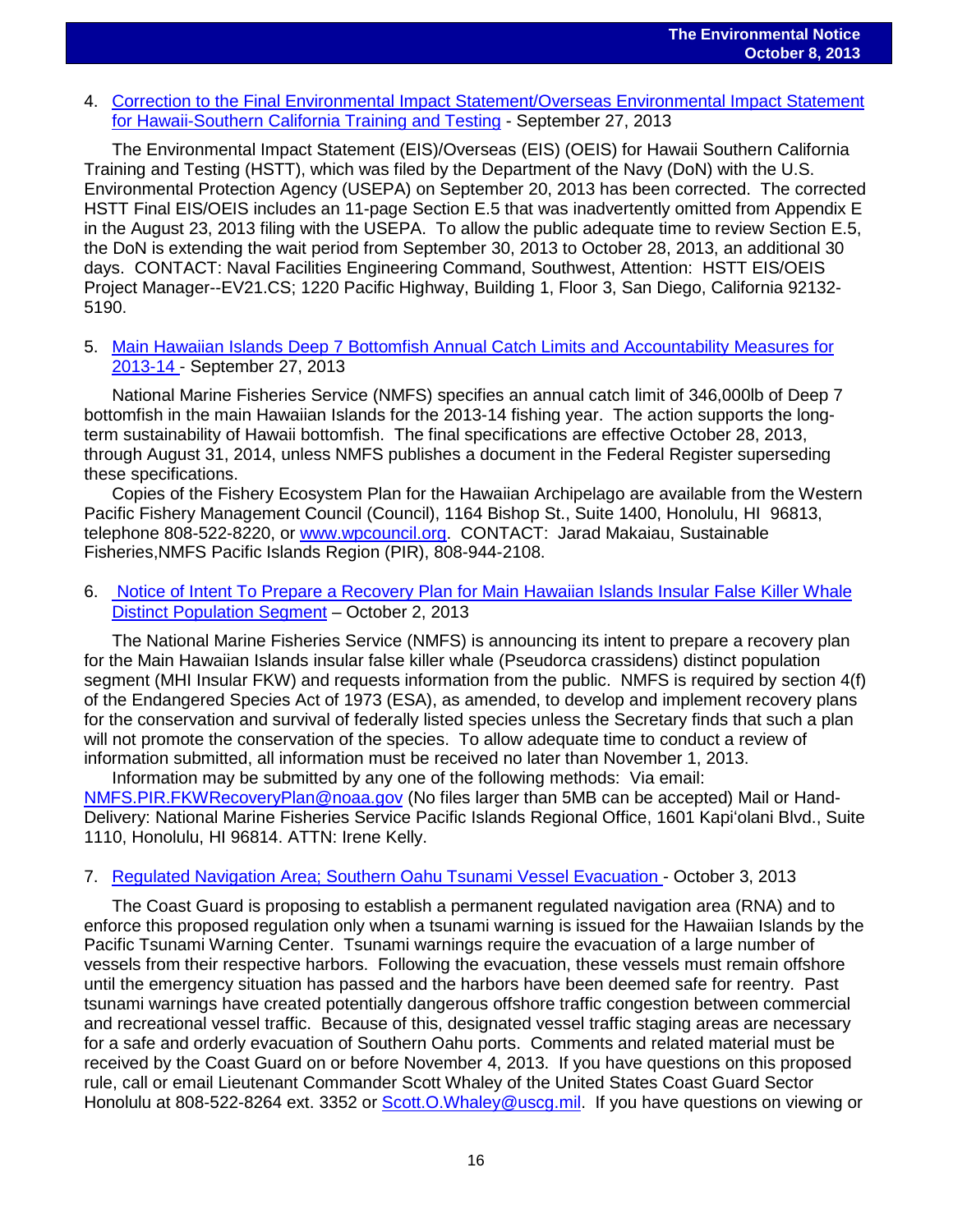4. Correction to the Final Environmental Impact Statement/Overseas Environmental Impact Statement for Hawaii-Southern California Training and Testing - September 27, 2013

   The Environmental Impact Statement (EIS)/Overseas (EIS) (OEIS) for Hawaii Southern California Training and Testing (HSTT), which was filed by the Department of the Navy (DoN) with the U.S. Environmental Protection Agency (USEPA) on September 20, 2013 has been corrected. The corrected HSTT Final EIS/OEIS includes an 11-page Section E.5 that was inadvertently omitted from Appendix E in the August 23, 2013 filing with the USEPA. To allow the public adequate time to review Section E.5, the DoN is extending the wait period from September 30, 2013 to October 28, 2013, an additional 30 days. CONTACT: Naval Facilities Engineering Command, Southwest, Attention: HSTT EIS/OEIS Project Manager--EV21.CS; 1220 Pacific Highway, Building 1, Floor 3, San Diego, California 92132-5190.

5. Main Hawaiian Islands Deep 7 Bottomfish Annual Catch Limits and Accountability Measures for 2013-14 - September 27, 2013

   National Marine Fisheries Service (NMFS) specifies an annual catch limit of 346,000lb of Deep 7 bottomfish in the main Hawaiian Islands for the 2013-14 fishing year. The action supports the long-term sustainability of Hawaii bottomfish. The final specifications are effective October 28, 2013, through August 31, 2014, unless NMFS publishes a document in the Federal Register superseding these specifications.

   Copies of the Fishery Ecosystem Plan for the Hawaiian Archipelago are available from the Western Pacific Fishery Management Council (Council), 1164 Bishop St., Suite 1400, Honolulu, HI 96813, telephone 808-522-8220, or www.wpcouncil.org. CONTACT: Jarad Makaiau, Sustainable Fisheries,NMFS Pacific Islands Region (PIR), 808-944-2108.

6. Notice of Intent To Prepare a Recovery Plan for Main Hawaiian Islands Insular False Killer Whale Distinct Population Segment – October 2, 2013

   The National Marine Fisheries Service (NMFS) is announcing its intent to prepare a recovery plan for the Main Hawaiian Islands insular false killer whale (Pseudorca crassidens) distinct population segment (MHI Insular FKW) and requests information from the public. NMFS is required by section 4(f) of the Endangered Species Act of 1973 (ESA), as amended, to develop and implement recovery plans for the conservation and survival of federally listed species unless the Secretary finds that such a plan will not promote the conservation of the species. To allow adequate time to conduct a review of information submitted, all information must be received no later than November 1, 2013.

   Information may be submitted by any one of the following methods: Via email: NMFS.PIR.FKWRecoveryPlan@noaa.gov (No files larger than 5MB can be accepted) Mail or Hand-Delivery: National Marine Fisheries Service Pacific Islands Regional Office, 1601 Kapi'olani Blvd., Suite 1110, Honolulu, HI 96814. ATTN: Irene Kelly.

7. Regulated Navigation Area; Southern Oahu Tsunami Vessel Evacuation - October 3, 2013

   The Coast Guard is proposing to establish a permanent regulated navigation area (RNA) and to enforce this proposed regulation only when a tsunami warning is issued for the Hawaiian Islands by the Pacific Tsunami Warning Center. Tsunami warnings require the evacuation of a large number of vessels from their respective harbors. Following the evacuation, these vessels must remain offshore until the emergency situation has passed and the harbors have been deemed safe for reentry. Past tsunami warnings have created potentially dangerous offshore traffic congestion between commercial and recreational vessel traffic. Because of this, designated vessel traffic staging areas are necessary for a safe and orderly evacuation of Southern Oahu ports. Comments and related material must be received by the Coast Guard on or before November 4, 2013. If you have questions on this proposed rule, call or email Lieutenant Commander Scott Whaley of the United States Coast Guard Sector Honolulu at 808-522-8264 ext. 3352 or Scott.O.Whaley@uscg.mil. If you have questions on viewing or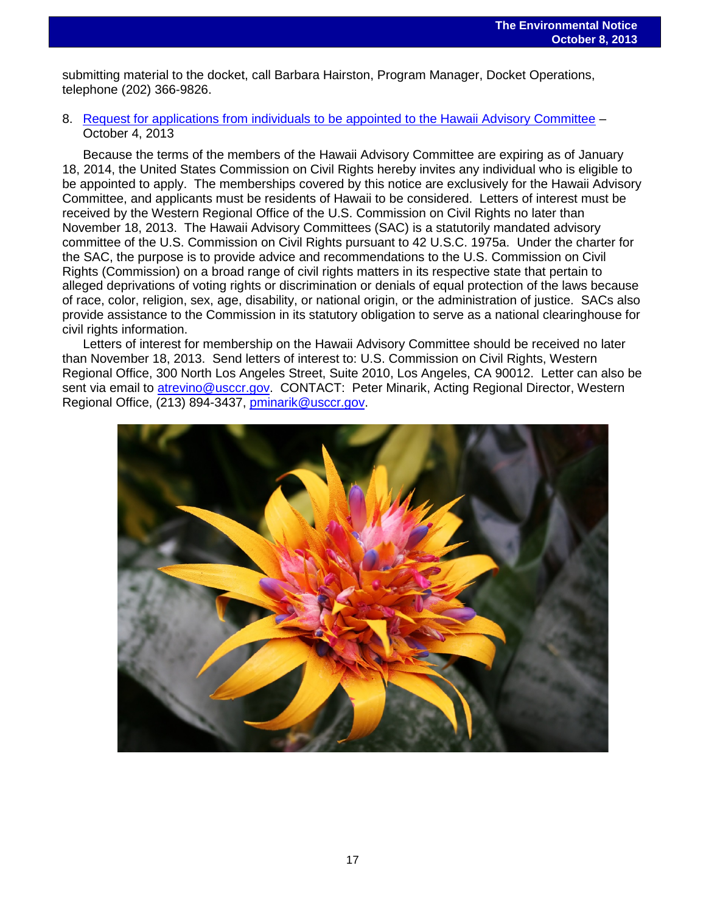submitting material to the docket, call Barbara Hairston, Program Manager, Docket Operations, telephone (202) 366-9826.

8. Request for applications from individuals to be appointed to the Hawaii Advisory Committee – October 4, 2013

Because the terms of the members of the Hawaii Advisory Committee are expiring as of January 18, 2014, the United States Commission on Civil Rights hereby invites any individual who is eligible to be appointed to apply. The memberships covered by this notice are exclusively for the Hawaii Advisory Committee, and applicants must be residents of Hawaii to be considered. Letters of interest must be received by the Western Regional Office of the U.S. Commission on Civil Rights no later than November 18, 2013. The Hawaii Advisory Committees (SAC) is a statutorily mandated advisory committee of the U.S. Commission on Civil Rights pursuant to 42 U.S.C. 1975a. Under the charter for the SAC, the purpose is to provide advice and recommendations to the U.S. Commission on Civil Rights (Commission) on a broad range of civil rights matters in its respective state that pertain to alleged deprivations of voting rights or discrimination or denials of equal protection of the laws because of race, color, religion, sex, age, disability, or national origin, or the administration of justice. SACs also provide assistance to the Commission in its statutory obligation to serve as a national clearinghouse for civil rights information.

Letters of interest for membership on the Hawaii Advisory Committee should be received no later than November 18, 2013. Send letters of interest to: U.S. Commission on Civil Rights, Western Regional Office, 300 North Los Angeles Street, Suite 2010, Los Angeles, CA 90012. Letter can also be sent via email to atrevino@usccr.gov. CONTACT: Peter Minarik, Acting Regional Director, Western Regional Office, (213) 894-3437, pminarik@usccr.gov.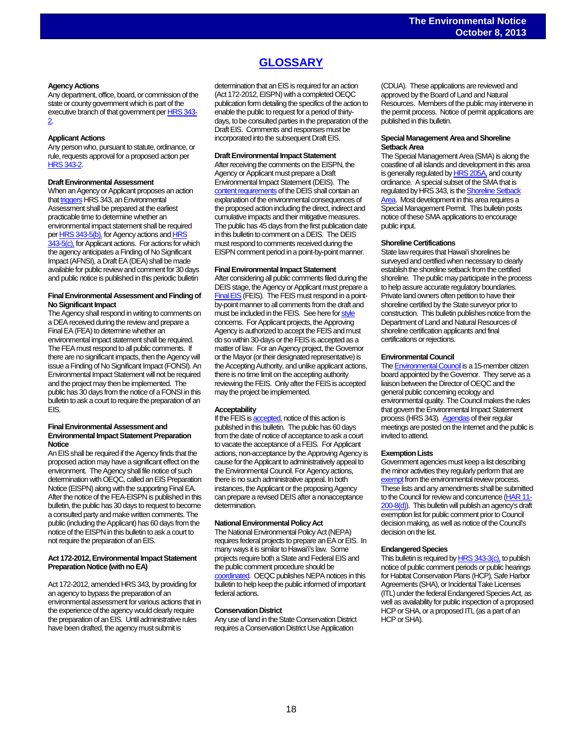# GLOSSARY

### Agency Actions

Any department, office, board, or commission of the state or county government which is part of the executive branch of that government per HRS 343-2.

### Applicant Actions

Any person who, pursuant to statute, ordinance, or rule, requests approval for a proposed action per HRS 343-2.

### Draft Environmental Assessment

When an Agency or Applicant proposes an action that triggers HRS 343, an Environmental Assessment shall be prepared at the earliest practicable time to determine whether an environmental impact statement shall be required per HRS 343-5(b), for Agency actions and HRS 343-5(c), for Applicant actions. For actions for which the agency anticipates a Finding of No Significant Impact (AFNSI), a Draft EA (DEA) shall be made available for public review and comment for 30 days and public notice is published in this periodic bulletin

### Final Environmental Assessment and Finding of No Significant Impact

The Agency shall respond in writing to comments on a DEA received during the review and prepare a Final EA (FEA) to determine whether an environmental impact statement shall be required. The FEA must respond to all public comments. If there are no significant impacts, then the Agency will issue a Finding of No Significant Impact (FONSI). An Environmental Impact Statement will not be required and the project may then be implemented. The public has 30 days from the notice of a FONSI in this bulletin to ask a court to require the preparation of an EIS.

### Final Environmental Assessment and Environmental Impact Statement Preparation Notice

An EIS shall be required if the Agency finds that the proposed action may have a significant effect on the environment. The Agency shall file notice of such determination with OEQC, called an EIS Preparation Notice (EISPN) along with the supporting Final EA. After the notice of the FEA-EISPN is published in this bulletin, the public has 30 days to request to become a consulted party and make written comments. The public (including the Applicant) has 60 days from the notice of the EISPN in this bulletin to ask a court to not require the preparation of an EIS.

### Act 172-2012, Environmental Impact Statement Preparation Notice (with no EA)

Act 172-2012, amended HRS 343, by providing for an agency to bypass the preparation of an environmental assessment for various actions that in the experience of the agency would clearly require the preparation of an EIS. Until administrative rules have been drafted, the agency must submit is determination that an EIS is required for an action (Act 172-2012, EISPN) with a completed OEQC publication form detailing the specifics of the action to enable the public to request for a period of thirty-days, to be consulted parties in the preparation of the Draft EIS. Comments and responses must be incorporated into the subsequent Draft EIS.

### Draft Environmental Impact Statement

After receiving the comments on the EISPN, the Agency or Applicant must prepare a Draft Environmental Impact Statement (DEIS). The content requirements of the DEIS shall contain an explanation of the environmental consequences of the proposed action including the direct, indirect and cumulative impacts and their mitigative measures. The public has 45 days from the first publication date in this bulletin to comment on a DEIS. The DEIS must respond to comments received during the EISPN comment period in a point-by-point manner.

### Final Environmental Impact Statement

After considering all public comments filed during the DEIS stage, the Agency or Applicant must prepare a Final EIS (FEIS). The FEIS must respond in a point-by-point manner to all comments from the draft and must be included in the FEIS. See here for style concerns. For Applicant projects, the Approving Agency is authorized to accept the FEIS and must do so within 30-days or the FEIS is accepted as a matter of law. For an Agency project, the Governor or the Mayor (or their designated representative) is the Accepting Authority, and unlike applicant actions, there is no time limit on the accepting authority reviewing the FEIS. Only after the FEIS is accepted may the project be implemented.

### Acceptability

If the FEIS is accepted, notice of this action is published in this bulletin. The public has 60 days from the date of notice of acceptance to ask a court to vacate the acceptance of a FEIS. For Applicant actions, non-acceptance by the Approving Agency is cause for the Applicant to administratively appeal to the Environmental Council. For Agency actions, there is no such administrative appeal. In both instances, the Applicant or the proposing Agency can prepare a revised DEIS after a nonacceptance determination.

### National Environmental Policy Act

The National Environmental Policy Act (NEPA) requires federal projects to prepare an EA or EIS. In many ways it is similar to Hawai'i's law. Some projects require both a State and Federal EIS and the public comment procedure should be coordinated. OEQC publishes NEPA notices in this bulletin to help keep the public informed of important federal actions.

### Conservation District

Any use of land in the State Conservation District requires a Conservation District Use Application (CDUA). These applications are reviewed and approved by the Board of Land and Natural Resources. Members of the public may intervene in the permit process. Notice of permit applications are published in this bulletin.

### Special Management Area and Shoreline Setback Area

The Special Management Area (SMA) is along the coastline of all islands and development in this area is generally regulated by HRS 205A, and county ordinance. A special subset of the SMA that is regulated by HRS 343, is the Shoreline Setback Area. Most development in this area requires a Special Management Permit. This bulletin posts notice of these SMA applications to encourage public input.

### Shoreline Certifications

State law requires that Hawai'i shorelines be surveyed and certified when necessary to clearly establish the shoreline setback from the certified shoreline. The public may participate in the process to help assure accurate regulatory boundaries. Private land owners often petition to have their shoreline certified by the State surveyor prior to construction. This bulletin publishes notice from the Department of Land and Natural Resources of shoreline certification applicants and final certifications or rejections.

### Environmental Council

The Environmental Council is a 15-member citizen board appointed by the Governor. They serve as a liaison between the Director of OEQC and the general public concerning ecology and environmental quality. The Council makes the rules that govern the Environmental Impact Statement process (HRS 343). Agendas of their regular meetings are posted on the Internet and the public is invited to attend.

### Exemption Lists

Government agencies must keep a list describing the minor activities they regularly perform that are exempt from the environmental review process. These lists and any amendments shall be submitted to the Council for review and concurrence (HAR 11-200-8(d)). This bulletin will publish an agency's draft exemption list for public comment prior to Council decision making, as well as notice of the Council's decision on the list.

### Endangered Species

This bulletin is required by HRS 343-3(c), to publish notice of public comment periods or public hearings for Habitat Conservation Plans (HCP), Safe Harbor Agreements (SHA), or Incidental Take Licenses (ITL) under the federal Endangered Species Act, as well as availability for public inspection of a proposed HCP or SHA, or a proposed ITL (as a part of an HCP or SHA).